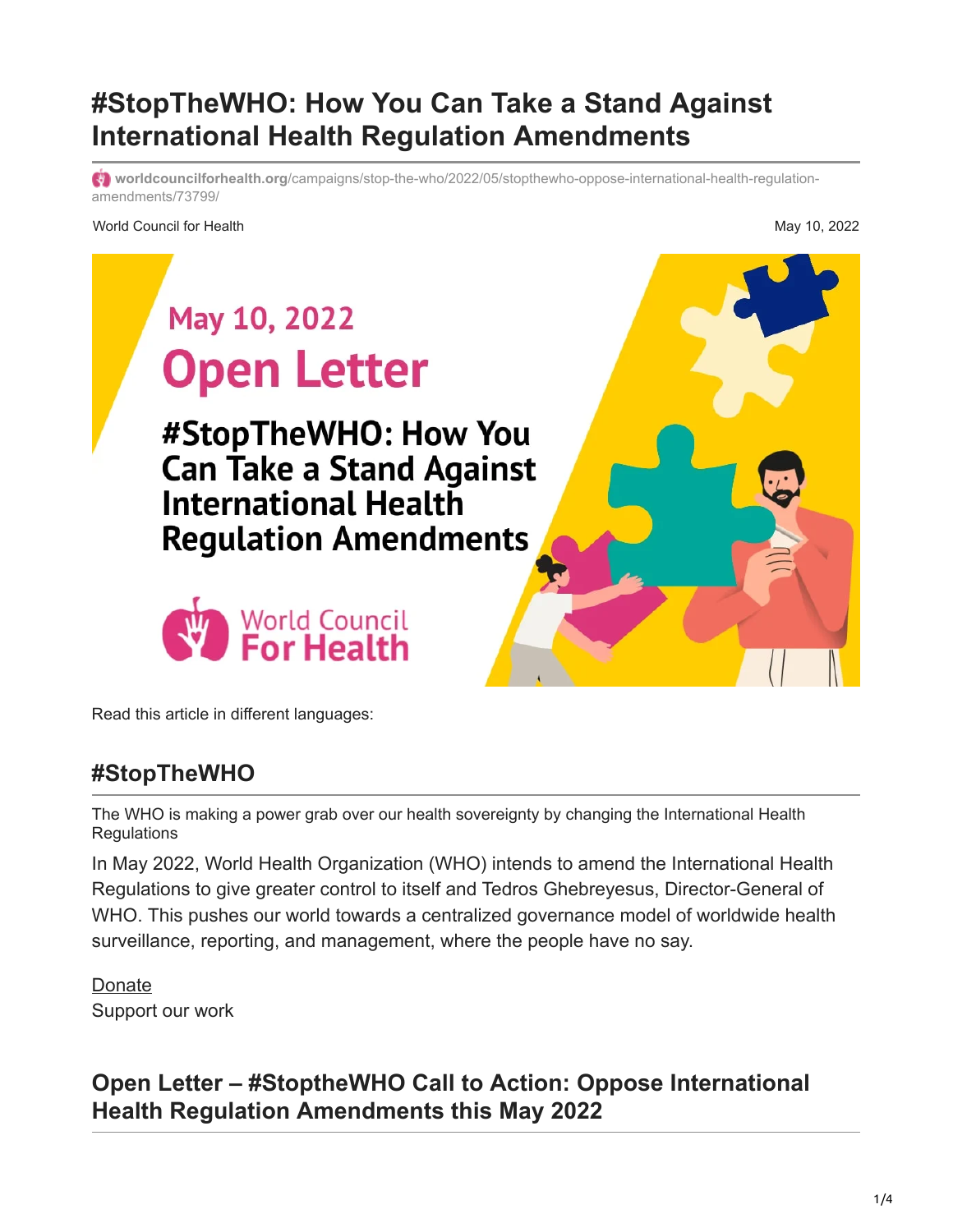# #StopTheWHO: How You Can Take a Stand Against International Health Regulation Amendments

worldcouncilforhealth.org/campaigns/stop-the-who/2022/05/stopthewho-oppose-international-health-regulation-amendments/73799/

World Council for Health

May 10, 2022

Read this article in different languages:

## #StopTheWHO

The WHO is making a power grab over our health sovereignty by changing the International Health Regulations

In May 2022, World Health Organization (WHO) intends to amend the International Health Regulations to give greater control to itself and Tedros Ghebreyesus, Director-General of WHO. This pushes our world towards a centralized governance model of worldwide health surveillance, reporting, and management, where the people have no say.

Donate
Support our work

## Open Letter – #StoptheWHO Call to Action: Oppose International Health Regulation Amendments this May 2022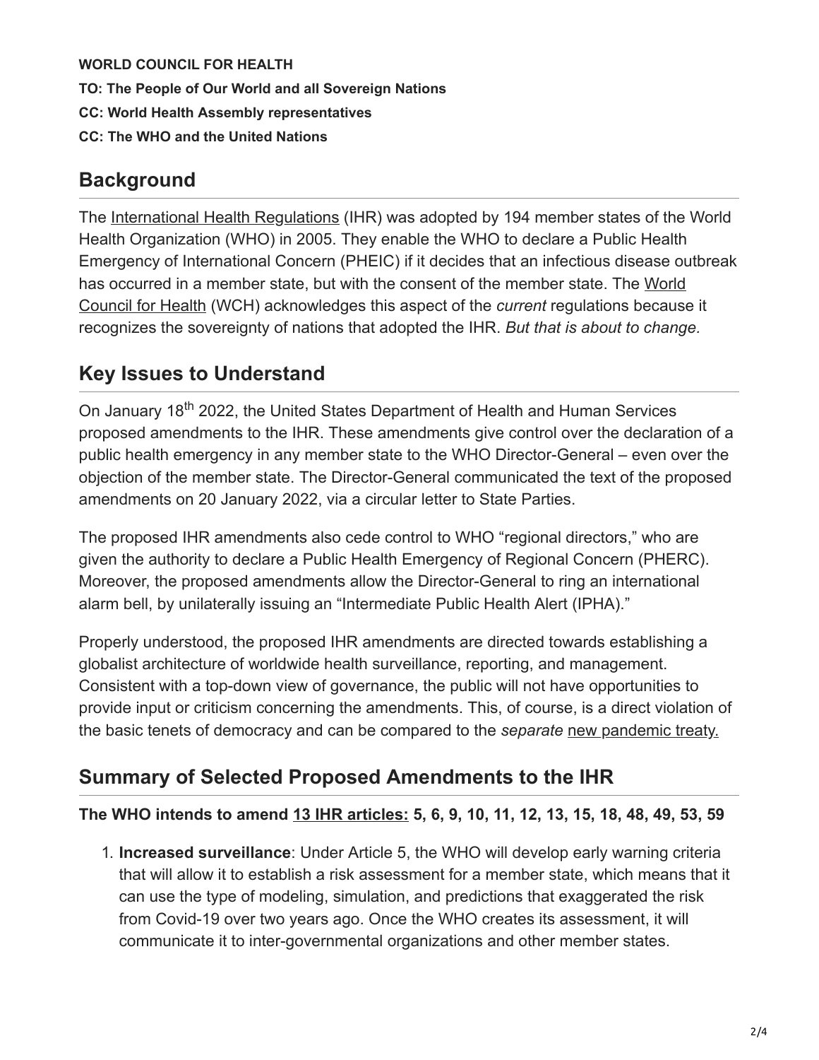**WORLD COUNCIL FOR HEALTH**

**TO: The People of Our World and all Sovereign Nations**

**CC: World Health Assembly representatives**

**CC: The WHO and the United Nations**

## Background

The International Health Regulations (IHR) was adopted by 194 member states of the World Health Organization (WHO) in 2005. They enable the WHO to declare a Public Health Emergency of International Concern (PHEIC) if it decides that an infectious disease outbreak has occurred in a member state, but with the consent of the member state. The World Council for Health (WCH) acknowledges this aspect of the *current* regulations because it recognizes the sovereignty of nations that adopted the IHR. *But that is about to change.*

## Key Issues to Understand

On January 18th 2022, the United States Department of Health and Human Services proposed amendments to the IHR. These amendments give control over the declaration of a public health emergency in any member state to the WHO Director-General – even over the objection of the member state. The Director-General communicated the text of the proposed amendments on 20 January 2022, via a circular letter to State Parties.

The proposed IHR amendments also cede control to WHO "regional directors," who are given the authority to declare a Public Health Emergency of Regional Concern (PHERC). Moreover, the proposed amendments allow the Director-General to ring an international alarm bell, by unilaterally issuing an "Intermediate Public Health Alert (IPHA)."

Properly understood, the proposed IHR amendments are directed towards establishing a globalist architecture of worldwide health surveillance, reporting, and management. Consistent with a top-down view of governance, the public will not have opportunities to provide input or criticism concerning the amendments. This, of course, is a direct violation of the basic tenets of democracy and can be compared to the *separate* new pandemic treaty.

## Summary of Selected Proposed Amendments to the IHR

**The WHO intends to amend 13 IHR articles: 5, 6, 9, 10, 11, 12, 13, 15, 18, 48, 49, 53, 59**

1. **Increased surveillance**: Under Article 5, the WHO will develop early warning criteria that will allow it to establish a risk assessment for a member state, which means that it can use the type of modeling, simulation, and predictions that exaggerated the risk from Covid-19 over two years ago. Once the WHO creates its assessment, it will communicate it to inter-governmental organizations and other member states.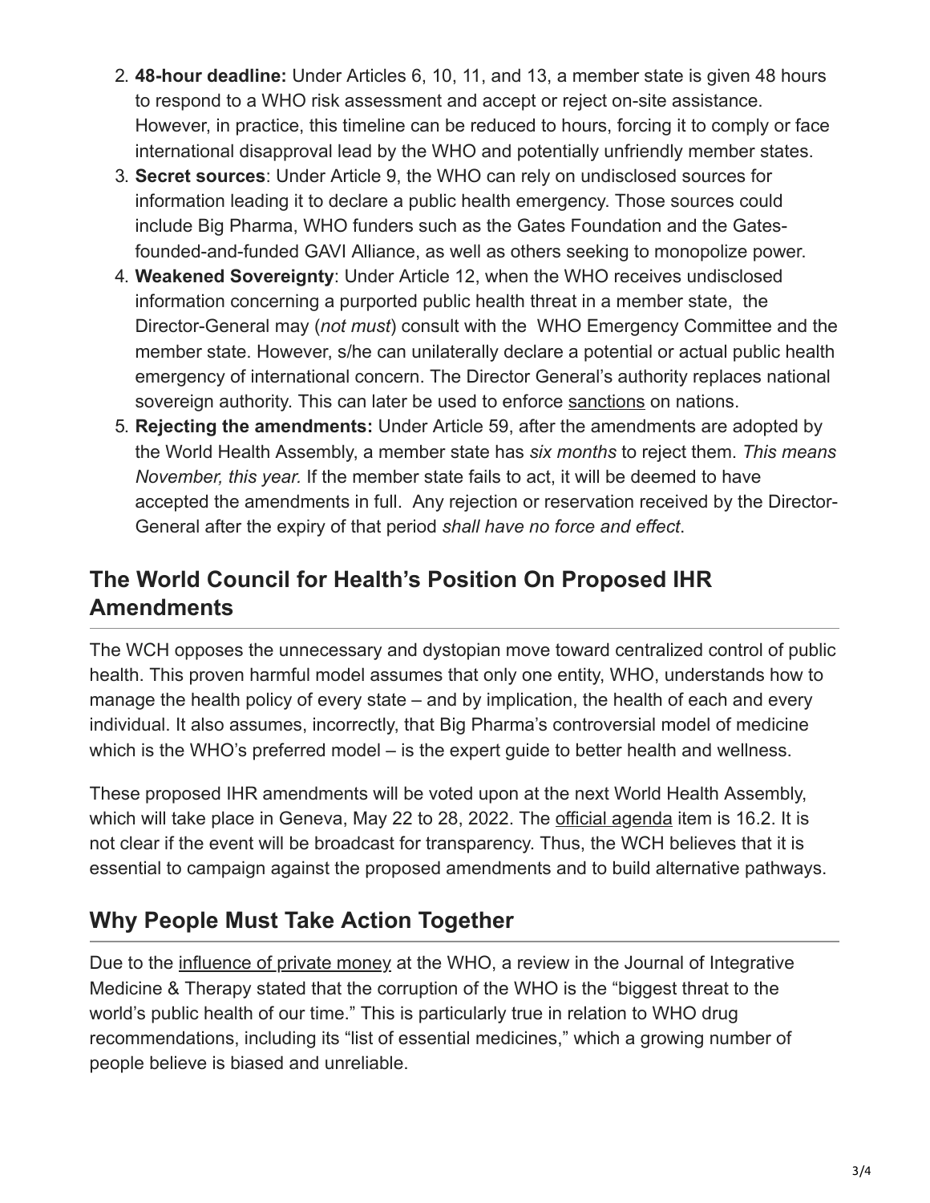2. **48-hour deadline:** Under Articles 6, 10, 11, and 13, a member state is given 48 hours to respond to a WHO risk assessment and accept or reject on-site assistance. However, in practice, this timeline can be reduced to hours, forcing it to comply or face international disapproval lead by the WHO and potentially unfriendly member states.
3. **Secret sources**: Under Article 9, the WHO can rely on undisclosed sources for information leading it to declare a public health emergency. Those sources could include Big Pharma, WHO funders such as the Gates Foundation and the Gates-founded-and-funded GAVI Alliance, as well as others seeking to monopolize power.
4. **Weakened Sovereignty**: Under Article 12, when the WHO receives undisclosed information concerning a purported public health threat in a member state, the Director-General may (*not must*) consult with the WHO Emergency Committee and the member state. However, s/he can unilaterally declare a potential or actual public health emergency of international concern. The Director General's authority replaces national sovereign authority. This can later be used to enforce sanctions on nations.
5. **Rejecting the amendments:** Under Article 59, after the amendments are adopted by the World Health Assembly, a member state has *six months* to reject them. *This means November, this year.* If the member state fails to act, it will be deemed to have accepted the amendments in full. Any rejection or reservation received by the Director-General after the expiry of that period *shall have no force and effect*.

## The World Council for Health's Position On Proposed IHR Amendments

The WCH opposes the unnecessary and dystopian move toward centralized control of public health. This proven harmful model assumes that only one entity, WHO, understands how to manage the health policy of every state – and by implication, the health of each and every individual. It also assumes, incorrectly, that Big Pharma's controversial model of medicine which is the WHO's preferred model – is the expert guide to better health and wellness.

These proposed IHR amendments will be voted upon at the next World Health Assembly, which will take place in Geneva, May 22 to 28, 2022. The official agenda item is 16.2. It is not clear if the event will be broadcast for transparency. Thus, the WCH believes that it is essential to campaign against the proposed amendments and to build alternative pathways.

## Why People Must Take Action Together

Due to the influence of private money at the WHO, a review in the Journal of Integrative Medicine & Therapy stated that the corruption of the WHO is the "biggest threat to the world's public health of our time." This is particularly true in relation to WHO drug recommendations, including its "list of essential medicines," which a growing number of people believe is biased and unreliable.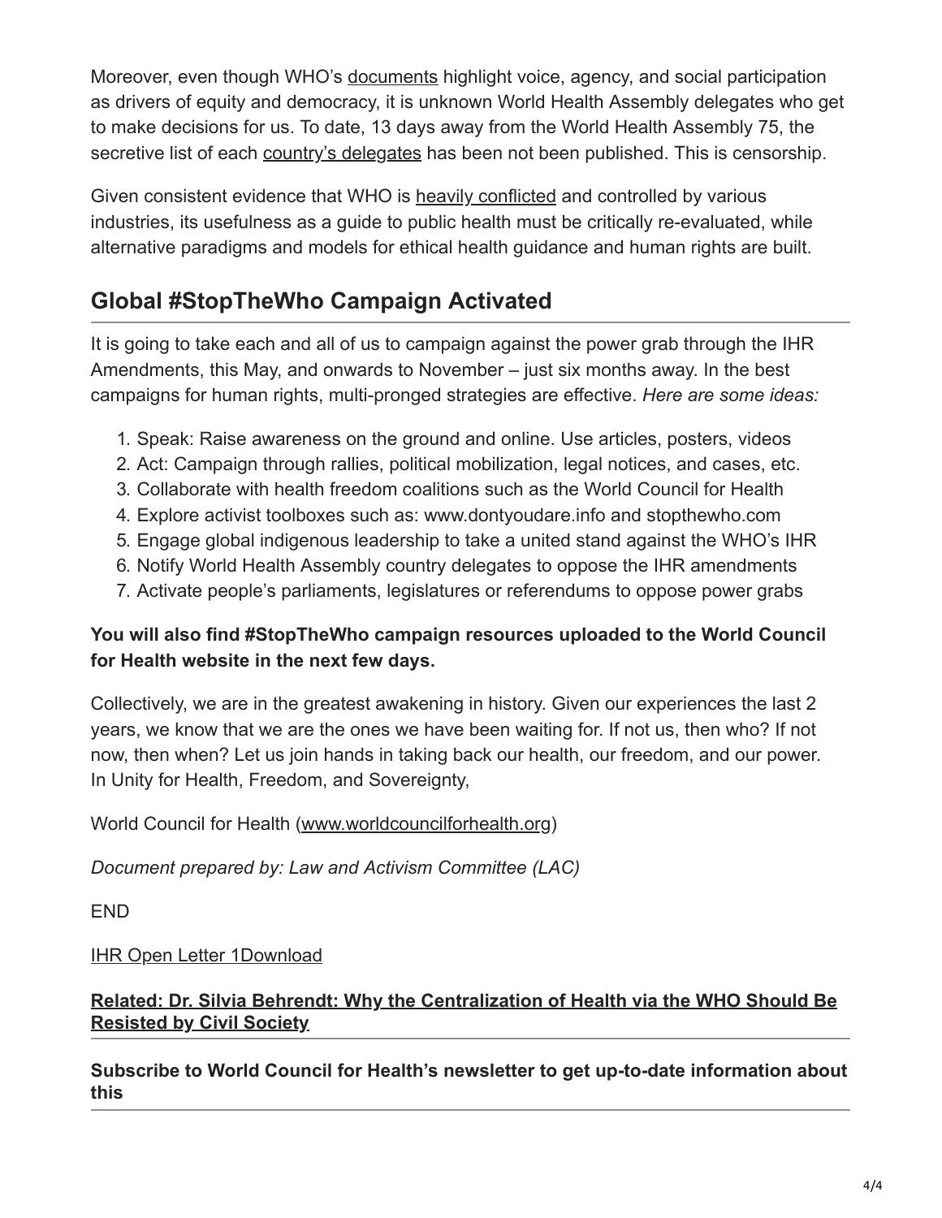Moreover, even though WHO's documents highlight voice, agency, and social participation as drivers of equity and democracy, it is unknown World Health Assembly delegates who get to make decisions for us. To date, 13 days away from the World Health Assembly 75, the secretive list of each country's delegates has been not been published. This is censorship.

Given consistent evidence that WHO is heavily conflicted and controlled by various industries, its usefulness as a guide to public health must be critically re-evaluated, while alternative paradigms and models for ethical health guidance and human rights are built.

## Global #StopTheWho Campaign Activated

It is going to take each and all of us to campaign against the power grab through the IHR Amendments, this May, and onwards to November – just six months away. In the best campaigns for human rights, multi-pronged strategies are effective. *Here are some ideas:*

1. Speak: Raise awareness on the ground and online. Use articles, posters, videos
2. Act: Campaign through rallies, political mobilization, legal notices, and cases, etc.
3. Collaborate with health freedom coalitions such as the World Council for Health
4. Explore activist toolboxes such as: www.dontyoudare.info and stopthewho.com
5. Engage global indigenous leadership to take a united stand against the WHO's IHR
6. Notify World Health Assembly country delegates to oppose the IHR amendments
7. Activate people's parliaments, legislatures or referendums to oppose power grabs

**You will also find #StopTheWho campaign resources uploaded to the World Council for Health website in the next few days.**

Collectively, we are in the greatest awakening in history. Given our experiences the last 2 years, we know that we are the ones we have been waiting for. If not us, then who? If not now, then when? Let us join hands in taking back our health, our freedom, and our power.
In Unity for Health, Freedom, and Sovereignty,

World Council for Health (www.worldcouncilforhealth.org)

*Document prepared by: Law and Activism Committee (LAC)*

END

IHR Open Letter 1Download

**Related: Dr. Silvia Behrendt: Why the Centralization of Health via the WHO Should Be Resisted by Civil Society**

**Subscribe to World Council for Health's newsletter to get up-to-date information about this**